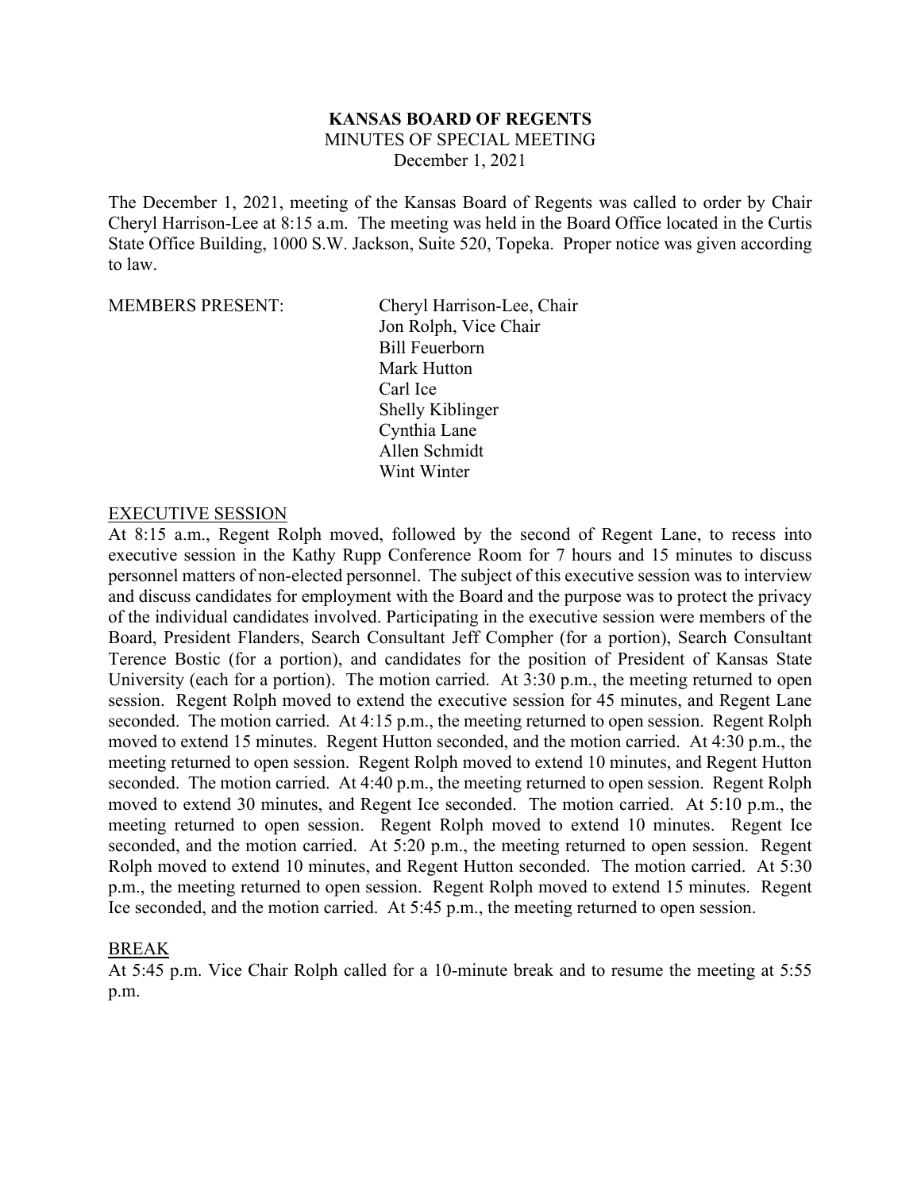**KANSAS BOARD OF REGENTS**
MINUTES OF SPECIAL MEETING
December 1, 2021

The December 1, 2021, meeting of the Kansas Board of Regents was called to order by Chair Cheryl Harrison-Lee at 8:15 a.m. The meeting was held in the Board Office located in the Curtis State Office Building, 1000 S.W. Jackson, Suite 520, Topeka. Proper notice was given according to law.

MEMBERS PRESENT: Cheryl Harrison-Lee, Chair
Jon Rolph, Vice Chair
Bill Feuerborn
Mark Hutton
Carl Ice
Shelly Kiblinger
Cynthia Lane
Allen Schmidt
Wint Winter

## EXECUTIVE SESSION

At 8:15 a.m., Regent Rolph moved, followed by the second of Regent Lane, to recess into executive session in the Kathy Rupp Conference Room for 7 hours and 15 minutes to discuss personnel matters of non-elected personnel. The subject of this executive session was to interview and discuss candidates for employment with the Board and the purpose was to protect the privacy of the individual candidates involved. Participating in the executive session were members of the Board, President Flanders, Search Consultant Jeff Compher (for a portion), Search Consultant Terence Bostic (for a portion), and candidates for the position of President of Kansas State University (each for a portion). The motion carried. At 3:30 p.m., the meeting returned to open session. Regent Rolph moved to extend the executive session for 45 minutes, and Regent Lane seconded. The motion carried. At 4:15 p.m., the meeting returned to open session. Regent Rolph moved to extend 15 minutes. Regent Hutton seconded, and the motion carried. At 4:30 p.m., the meeting returned to open session. Regent Rolph moved to extend 10 minutes, and Regent Hutton seconded. The motion carried. At 4:40 p.m., the meeting returned to open session. Regent Rolph moved to extend 30 minutes, and Regent Ice seconded. The motion carried. At 5:10 p.m., the meeting returned to open session. Regent Rolph moved to extend 10 minutes. Regent Ice seconded, and the motion carried. At 5:20 p.m., the meeting returned to open session. Regent Rolph moved to extend 10 minutes, and Regent Hutton seconded. The motion carried. At 5:30 p.m., the meeting returned to open session. Regent Rolph moved to extend 15 minutes. Regent Ice seconded, and the motion carried. At 5:45 p.m., the meeting returned to open session.

## BREAK

At 5:45 p.m. Vice Chair Rolph called for a 10-minute break and to resume the meeting at 5:55 p.m.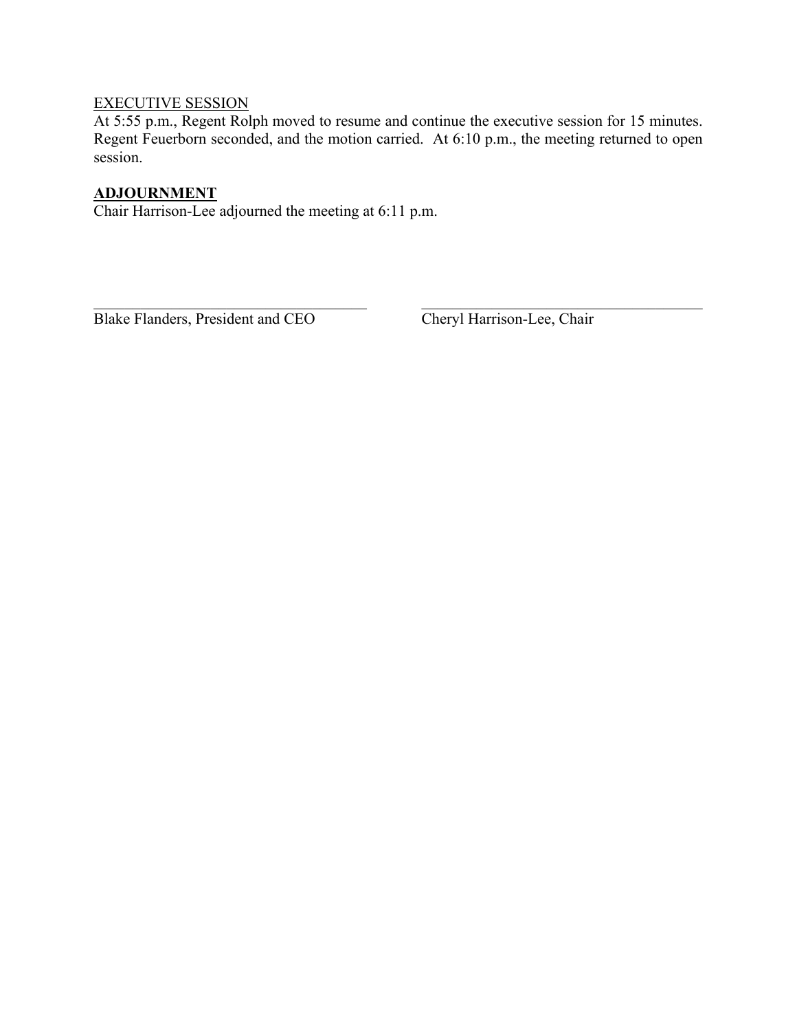EXECUTIVE SESSION

At 5:55 p.m., Regent Rolph moved to resume and continue the executive session for 15 minutes. Regent Feuerborn seconded, and the motion carried. At 6:10 p.m., the meeting returned to open session.

**ADJOURNMENT**

Chair Harrison-Lee adjourned the meeting at 6:11 p.m.

\_\_\_\_\_\_\_\_\_\_\_\_\_\_\_\_\_\_\_\_\_\_\_\_\_\_\_\_\_\_\_\_\_\_\_\_\_\_\_\_\_\_
Blake Flanders, President and CEO

\_\_\_\_\_\_\_\_\_\_\_\_\_\_\_\_\_\_\_\_\_\_\_\_\_\_\_\_\_\_\_\_\_\_\_\_\_\_\_\_\_\_
Cheryl Harrison-Lee, Chair